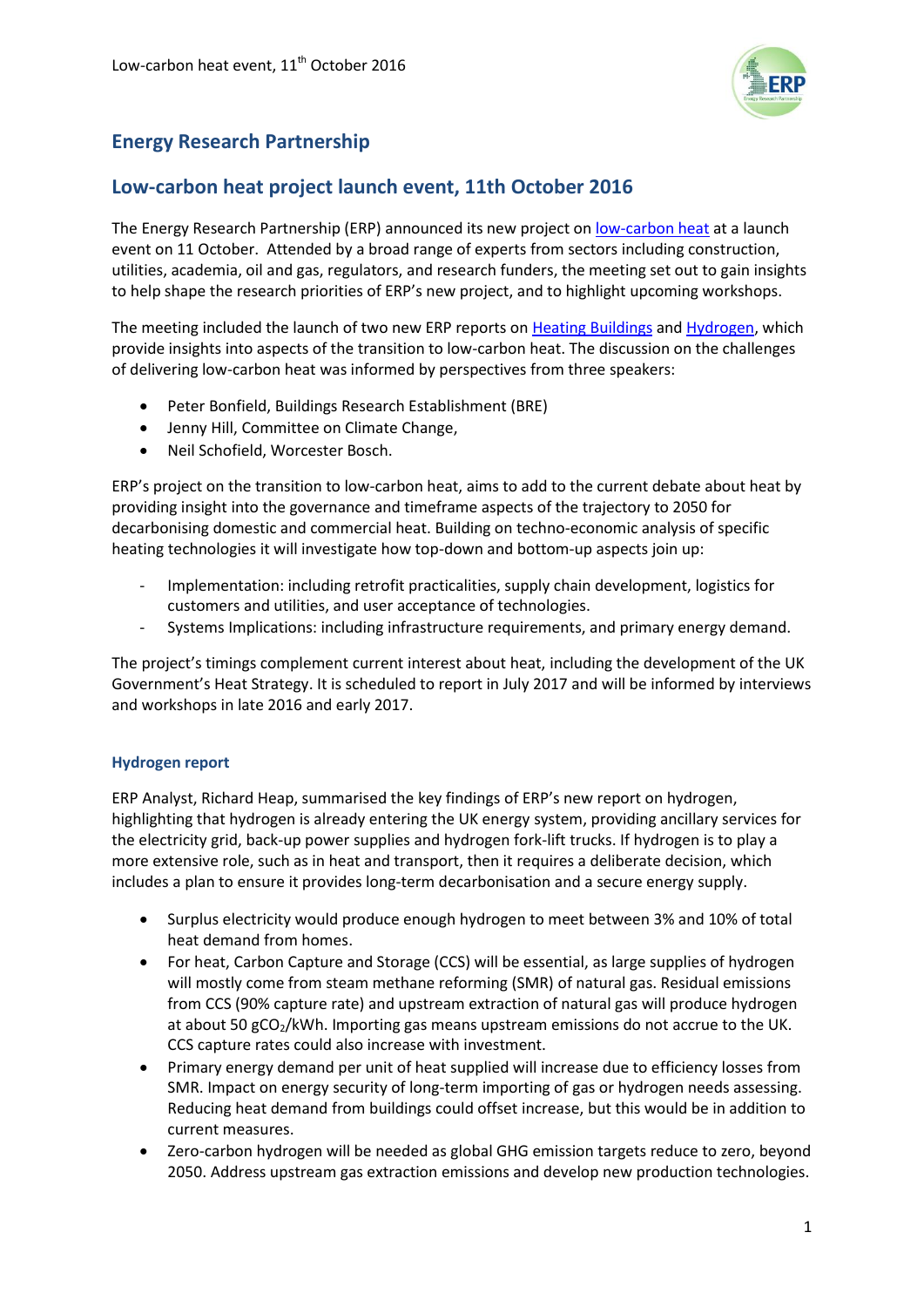# Energy Research Partnership

## Low-carbon heat project launch event, 11th October 2016

The Energy Research Partnership (ERP) announced its new project on low-carbon heat at a launch event on 11 October. Attended by a broad range of experts from sectors including construction, utilities, academia, oil and gas, regulators, and research funders, the meeting set out to gain insights to help shape the research priorities of ERP's new project, and to highlight upcoming workshops.

The meeting included the launch of two new ERP reports on Heating Buildings and Hydrogen, which provide insights into aspects of the transition to low-carbon heat. The discussion on the challenges of delivering low-carbon heat was informed by perspectives from three speakers:

- Peter Bonfield, Buildings Research Establishment (BRE)
- Jenny Hill, Committee on Climate Change,
- Neil Schofield, Worcester Bosch.

ERP's project on the transition to low-carbon heat, aims to add to the current debate about heat by providing insight into the governance and timeframe aspects of the trajectory to 2050 for decarbonising domestic and commercial heat. Building on techno-economic analysis of specific heating technologies it will investigate how top-down and bottom-up aspects join up:

- Implementation: including retrofit practicalities, supply chain development, logistics for customers and utilities, and user acceptance of technologies.
- Systems Implications: including infrastructure requirements, and primary energy demand.

The project's timings complement current interest about heat, including the development of the UK Government's Heat Strategy. It is scheduled to report in July 2017 and will be informed by interviews and workshops in late 2016 and early 2017.

### Hydrogen report

ERP Analyst, Richard Heap, summarised the key findings of ERP's new report on hydrogen, highlighting that hydrogen is already entering the UK energy system, providing ancillary services for the electricity grid, back-up power supplies and hydrogen fork-lift trucks. If hydrogen is to play a more extensive role, such as in heat and transport, then it requires a deliberate decision, which includes a plan to ensure it provides long-term decarbonisation and a secure energy supply.

- Surplus electricity would produce enough hydrogen to meet between 3% and 10% of total heat demand from homes.
- For heat, Carbon Capture and Storage (CCS) will be essential, as large supplies of hydrogen will mostly come from steam methane reforming (SMR) of natural gas. Residual emissions from CCS (90% capture rate) and upstream extraction of natural gas will produce hydrogen at about 50 $gCO_2/kWh$. Importing gas means upstream emissions do not accrue to the UK. CCS capture rates could also increase with investment.
- Primary energy demand per unit of heat supplied will increase due to efficiency losses from SMR. Impact on energy security of long-term importing of gas or hydrogen needs assessing. Reducing heat demand from buildings could offset increase, but this would be in addition to current measures.
- Zero-carbon hydrogen will be needed as global GHG emission targets reduce to zero, beyond 2050. Address upstream gas extraction emissions and develop new production technologies.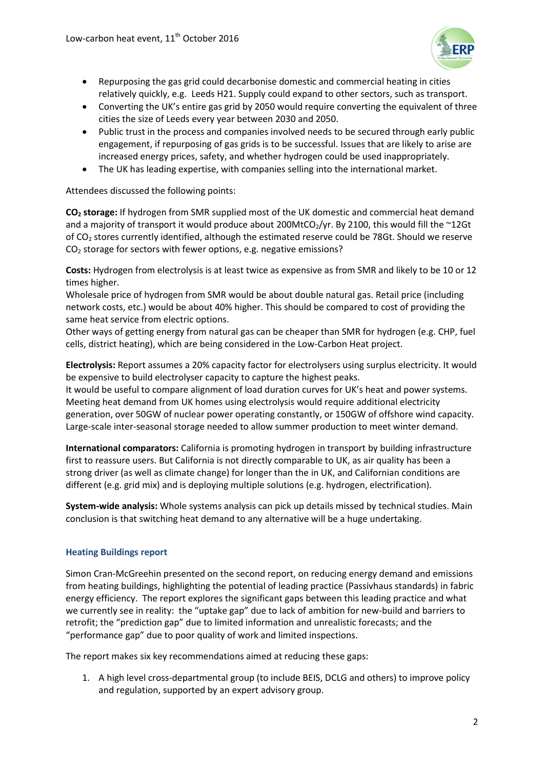- Repurposing the gas grid could decarbonise domestic and commercial heating in cities relatively quickly, e.g. Leeds H21. Supply could expand to other sectors, such as transport.
- Converting the UK's entire gas grid by 2050 would require converting the equivalent of three cities the size of Leeds every year between 2030 and 2050.
- Public trust in the process and companies involved needs to be secured through early public engagement, if repurposing of gas grids is to be successful. Issues that are likely to arise are increased energy prices, safety, and whether hydrogen could be used inappropriately.
- The UK has leading expertise, with companies selling into the international market.

Attendees discussed the following points:

**$CO_2$ storage:** If hydrogen from SMR supplied most of the UK domestic and commercial heat demand and a majority of transport it would produce about 200Mt$CO_2$/yr. By 2100, this would fill the ~12Gt of $CO_2$ stores currently identified, although the estimated reserve could be 78Gt. Should we reserve $CO_2$ storage for sectors with fewer options, e.g. negative emissions?

**Costs:** Hydrogen from electrolysis is at least twice as expensive as from SMR and likely to be 10 or 12 times higher.
Wholesale price of hydrogen from SMR would be about double natural gas. Retail price (including network costs, etc.) would be about 40% higher. This should be compared to cost of providing the same heat service from electric options.
Other ways of getting energy from natural gas can be cheaper than SMR for hydrogen (e.g. CHP, fuel cells, district heating), which are being considered in the Low-Carbon Heat project.

**Electrolysis:** Report assumes a 20% capacity factor for electrolysers using surplus electricity. It would be expensive to build electrolyser capacity to capture the highest peaks.
It would be useful to compare alignment of load duration curves for UK's heat and power systems.
Meeting heat demand from UK homes using electrolysis would require additional electricity generation, over 50GW of nuclear power operating constantly, or 150GW of offshore wind capacity.
Large-scale inter-seasonal storage needed to allow summer production to meet winter demand.

**International comparators:** California is promoting hydrogen in transport by building infrastructure first to reassure users. But California is not directly comparable to UK, as air quality has been a strong driver (as well as climate change) for longer than the in UK, and Californian conditions are different (e.g. grid mix) and is deploying multiple solutions (e.g. hydrogen, electrification).

**System-wide analysis:** Whole systems analysis can pick up details missed by technical studies. Main conclusion is that switching heat demand to any alternative will be a huge undertaking.

### Heating Buildings report

Simon Cran-McGreehin presented on the second report, on reducing energy demand and emissions from heating buildings, highlighting the potential of leading practice (Passivhaus standards) in fabric energy efficiency. The report explores the significant gaps between this leading practice and what we currently see in reality: the "uptake gap" due to lack of ambition for new-build and barriers to retrofit; the "prediction gap" due to limited information and unrealistic forecasts; and the "performance gap" due to poor quality of work and limited inspections.

The report makes six key recommendations aimed at reducing these gaps:

1. A high level cross-departmental group (to include BEIS, DCLG and others) to improve policy and regulation, supported by an expert advisory group.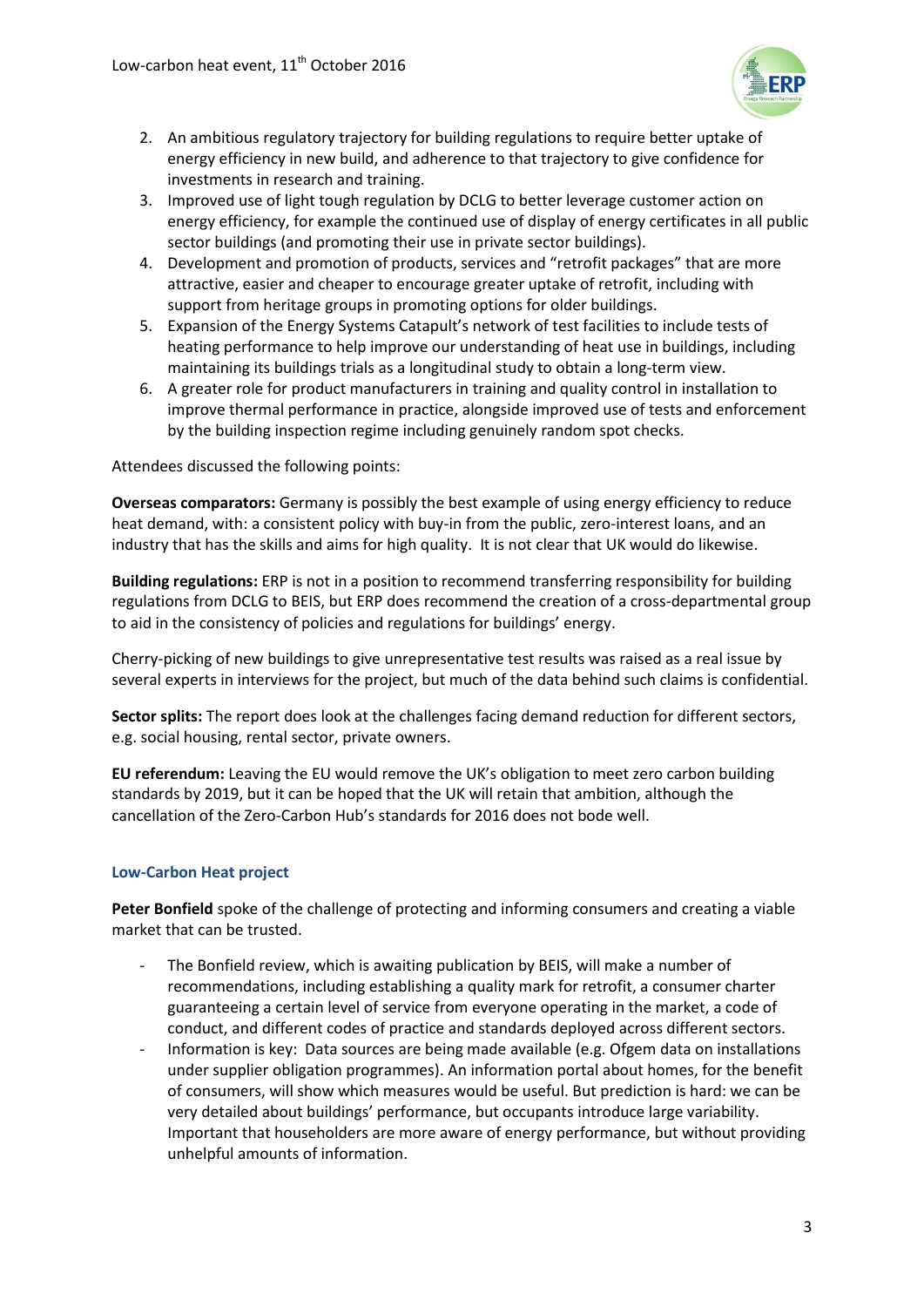2. An ambitious regulatory trajectory for building regulations to require better uptake of energy efficiency in new build, and adherence to that trajectory to give confidence for investments in research and training.
3. Improved use of light tough regulation by DCLG to better leverage customer action on energy efficiency, for example the continued use of display of energy certificates in all public sector buildings (and promoting their use in private sector buildings).
4. Development and promotion of products, services and "retrofit packages" that are more attractive, easier and cheaper to encourage greater uptake of retrofit, including with support from heritage groups in promoting options for older buildings.
5. Expansion of the Energy Systems Catapult's network of test facilities to include tests of heating performance to help improve our understanding of heat use in buildings, including maintaining its buildings trials as a longitudinal study to obtain a long-term view.
6. A greater role for product manufacturers in training and quality control in installation to improve thermal performance in practice, alongside improved use of tests and enforcement by the building inspection regime including genuinely random spot checks.

Attendees discussed the following points:

**Overseas comparators:** Germany is possibly the best example of using energy efficiency to reduce heat demand, with: a consistent policy with buy-in from the public, zero-interest loans, and an industry that has the skills and aims for high quality. It is not clear that UK would do likewise.

**Building regulations:** ERP is not in a position to recommend transferring responsibility for building regulations from DCLG to BEIS, but ERP does recommend the creation of a cross-departmental group to aid in the consistency of policies and regulations for buildings' energy.

Cherry-picking of new buildings to give unrepresentative test results was raised as a real issue by several experts in interviews for the project, but much of the data behind such claims is confidential.

**Sector splits:** The report does look at the challenges facing demand reduction for different sectors, e.g. social housing, rental sector, private owners.

**EU referendum:** Leaving the EU would remove the UK's obligation to meet zero carbon building standards by 2019, but it can be hoped that the UK will retain that ambition, although the cancellation of the Zero-Carbon Hub's standards for 2016 does not bode well.

### Low-Carbon Heat project

**Peter Bonfield** spoke of the challenge of protecting and informing consumers and creating a viable market that can be trusted.

- The Bonfield review, which is awaiting publication by BEIS, will make a number of recommendations, including establishing a quality mark for retrofit, a consumer charter guaranteeing a certain level of service from everyone operating in the market, a code of conduct, and different codes of practice and standards deployed across different sectors.
- Information is key: Data sources are being made available (e.g. Ofgem data on installations under supplier obligation programmes). An information portal about homes, for the benefit of consumers, will show which measures would be useful. But prediction is hard: we can be very detailed about buildings' performance, but occupants introduce large variability. Important that householders are more aware of energy performance, but without providing unhelpful amounts of information.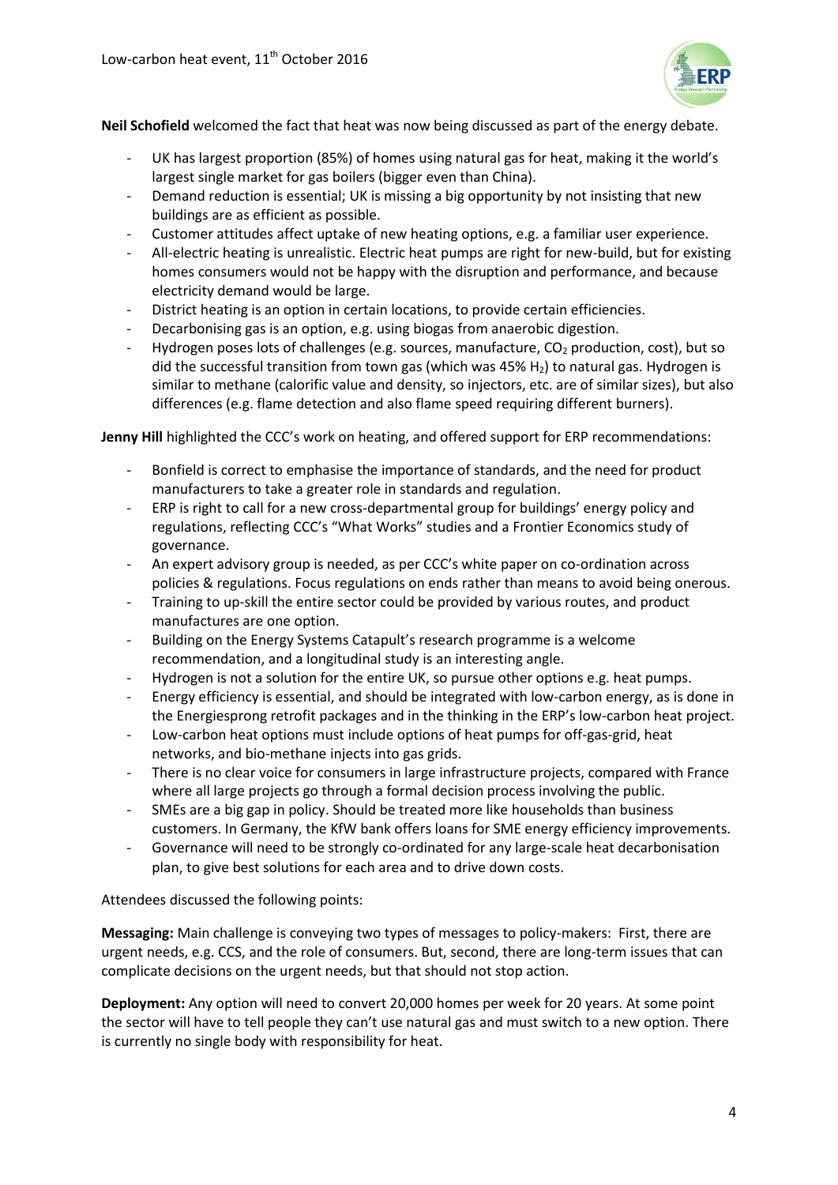**Neil Schofield** welcomed the fact that heat was now being discussed as part of the energy debate.

- UK has largest proportion (85%) of homes using natural gas for heat, making it the world's largest single market for gas boilers (bigger even than China).
- Demand reduction is essential; UK is missing a big opportunity by not insisting that new buildings are as efficient as possible.
- Customer attitudes affect uptake of new heating options, e.g. a familiar user experience.
- All-electric heating is unrealistic. Electric heat pumps are right for new-build, but for existing homes consumers would not be happy with the disruption and performance, and because electricity demand would be large.
- District heating is an option in certain locations, to provide certain efficiencies.
- Decarbonising gas is an option, e.g. using biogas from anaerobic digestion.
- Hydrogen poses lots of challenges (e.g. sources, manufacture, $CO_2$ production, cost), but so did the successful transition from town gas (which was 45% $H_2$) to natural gas. Hydrogen is similar to methane (calorific value and density, so injectors, etc. are of similar sizes), but also differences (e.g. flame detection and also flame speed requiring different burners).

**Jenny Hill** highlighted the CCC's work on heating, and offered support for ERP recommendations:

- Bonfield is correct to emphasise the importance of standards, and the need for product manufacturers to take a greater role in standards and regulation.
- ERP is right to call for a new cross-departmental group for buildings' energy policy and regulations, reflecting CCC's "What Works" studies and a Frontier Economics study of governance.
- An expert advisory group is needed, as per CCC's white paper on co-ordination across policies & regulations. Focus regulations on ends rather than means to avoid being onerous.
- Training to up-skill the entire sector could be provided by various routes, and product manufactures are one option.
- Building on the Energy Systems Catapult's research programme is a welcome recommendation, and a longitudinal study is an interesting angle.
- Hydrogen is not a solution for the entire UK, so pursue other options e.g. heat pumps.
- Energy efficiency is essential, and should be integrated with low-carbon energy, as is done in the Energiesprong retrofit packages and in the thinking in the ERP's low-carbon heat project.
- Low-carbon heat options must include options of heat pumps for off-gas-grid, heat networks, and bio-methane injects into gas grids.
- There is no clear voice for consumers in large infrastructure projects, compared with France where all large projects go through a formal decision process involving the public.
- SMEs are a big gap in policy. Should be treated more like households than business customers. In Germany, the KfW bank offers loans for SME energy efficiency improvements.
- Governance will need to be strongly co-ordinated for any large-scale heat decarbonisation plan, to give best solutions for each area and to drive down costs.

Attendees discussed the following points:

**Messaging:** Main challenge is conveying two types of messages to policy-makers: First, there are urgent needs, e.g. CCS, and the role of consumers. But, second, there are long-term issues that can complicate decisions on the urgent needs, but that should not stop action.

**Deployment:** Any option will need to convert 20,000 homes per week for 20 years. At some point the sector will have to tell people they can't use natural gas and must switch to a new option. There is currently no single body with responsibility for heat.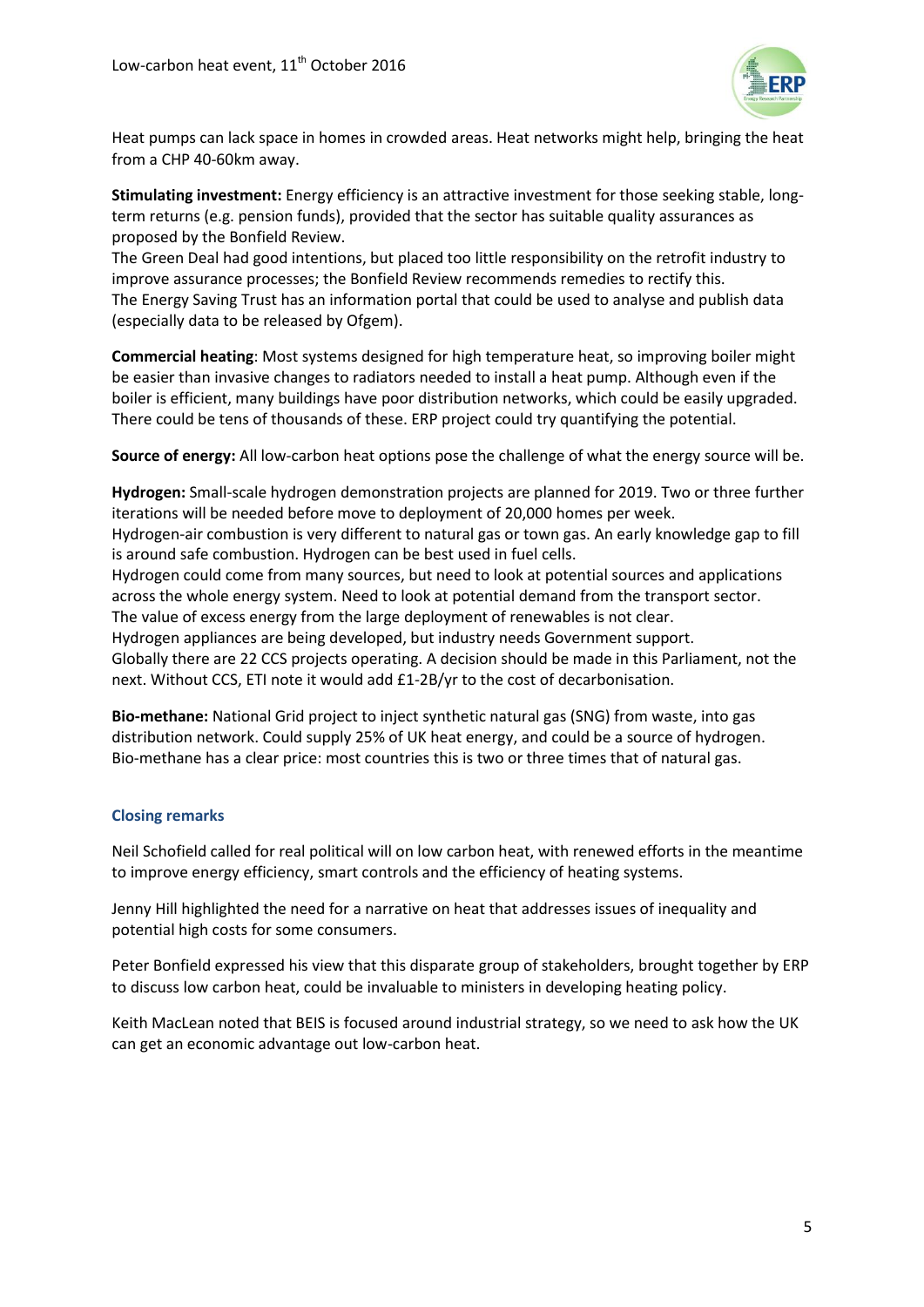Heat pumps can lack space in homes in crowded areas. Heat networks might help, bringing the heat from a CHP 40-60km away.

**Stimulating investment:** Energy efficiency is an attractive investment for those seeking stable, long-term returns (e.g. pension funds), provided that the sector has suitable quality assurances as proposed by the Bonfield Review.
The Green Deal had good intentions, but placed too little responsibility on the retrofit industry to improve assurance processes; the Bonfield Review recommends remedies to rectify this.
The Energy Saving Trust has an information portal that could be used to analyse and publish data (especially data to be released by Ofgem).

**Commercial heating**: Most systems designed for high temperature heat, so improving boiler might be easier than invasive changes to radiators needed to install a heat pump. Although even if the boiler is efficient, many buildings have poor distribution networks, which could be easily upgraded. There could be tens of thousands of these. ERP project could try quantifying the potential.

**Source of energy:** All low-carbon heat options pose the challenge of what the energy source will be.

**Hydrogen:** Small-scale hydrogen demonstration projects are planned for 2019. Two or three further iterations will be needed before move to deployment of 20,000 homes per week.
Hydrogen-air combustion is very different to natural gas or town gas. An early knowledge gap to fill is around safe combustion. Hydrogen can be best used in fuel cells.
Hydrogen could come from many sources, but need to look at potential sources and applications across the whole energy system. Need to look at potential demand from the transport sector.
The value of excess energy from the large deployment of renewables is not clear.
Hydrogen appliances are being developed, but industry needs Government support.
Globally there are 22 CCS projects operating. A decision should be made in this Parliament, not the next. Without CCS, ETI note it would add £1-2B/yr to the cost of decarbonisation.

**Bio-methane:** National Grid project to inject synthetic natural gas (SNG) from waste, into gas distribution network. Could supply 25% of UK heat energy, and could be a source of hydrogen.
Bio-methane has a clear price: most countries this is two or three times that of natural gas.

### Closing remarks

Neil Schofield called for real political will on low carbon heat, with renewed efforts in the meantime to improve energy efficiency, smart controls and the efficiency of heating systems.

Jenny Hill highlighted the need for a narrative on heat that addresses issues of inequality and potential high costs for some consumers.

Peter Bonfield expressed his view that this disparate group of stakeholders, brought together by ERP to discuss low carbon heat, could be invaluable to ministers in developing heating policy.

Keith MacLean noted that BEIS is focused around industrial strategy, so we need to ask how the UK can get an economic advantage out low-carbon heat.